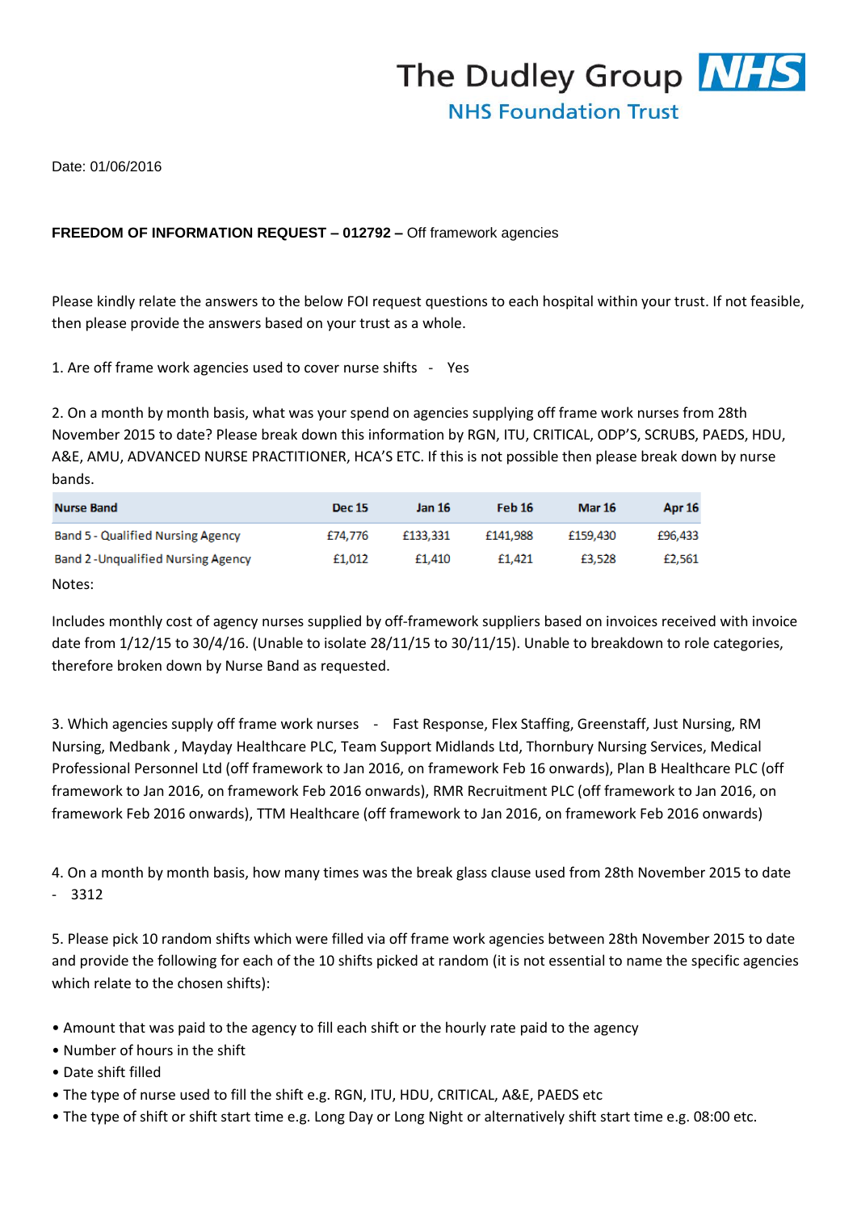The Dudley Group NHS
NHS Foundation Trust

Date: 01/06/2016

**FREEDOM OF INFORMATION REQUEST – 012792 –** Off framework agencies

Please kindly relate the answers to the below FOI request questions to each hospital within your trust. If not feasible, then please provide the answers based on your trust as a whole.

1. Are off frame work agencies used to cover nurse shifts - Yes

2. On a month by month basis, what was your spend on agencies supplying off frame work nurses from 28th November 2015 to date? Please break down this information by RGN, ITU, CRITICAL, ODP'S, SCRUBS, PAEDS, HDU, A&E, AMU, ADVANCED NURSE PRACTITIONER, HCA'S ETC. If this is not possible then please break down by nurse bands.

| Nurse Band | Dec 15 | Jan 16 | Feb 16 | Mar 16 | Apr 16 |
|---|---|---|---|---|---|
| Band 5 - Qualified Nursing Agency | £74,776 | £133,331 | £141,988 | £159,430 | £96,433 |
| Band 2 -Unqualified Nursing Agency | £1,012 | £1,410 | £1,421 | £3,528 | £2,561 |

Notes:

Includes monthly cost of agency nurses supplied by off-framework suppliers based on invoices received with invoice date from 1/12/15 to 30/4/16. (Unable to isolate 28/11/15 to 30/11/15). Unable to breakdown to role categories, therefore broken down by Nurse Band as requested.

3. Which agencies supply off frame work nurses - Fast Response, Flex Staffing, Greenstaff, Just Nursing, RM Nursing, Medbank , Mayday Healthcare PLC, Team Support Midlands Ltd, Thornbury Nursing Services, Medical Professional Personnel Ltd (off framework to Jan 2016, on framework Feb 16 onwards), Plan B Healthcare PLC (off framework to Jan 2016, on framework Feb 2016 onwards), RMR Recruitment PLC (off framework to Jan 2016, on framework Feb 2016 onwards), TTM Healthcare (off framework to Jan 2016, on framework Feb 2016 onwards)

4. On a month by month basis, how many times was the break glass clause used from 28th November 2015 to date - 3312

5. Please pick 10 random shifts which were filled via off frame work agencies between 28th November 2015 to date and provide the following for each of the 10 shifts picked at random (it is not essential to name the specific agencies which relate to the chosen shifts):

- Amount that was paid to the agency to fill each shift or the hourly rate paid to the agency
- Number of hours in the shift
- Date shift filled
- The type of nurse used to fill the shift e.g. RGN, ITU, HDU, CRITICAL, A&E, PAEDS etc
- The type of shift or shift start time e.g. Long Day or Long Night or alternatively shift start time e.g. 08:00 etc.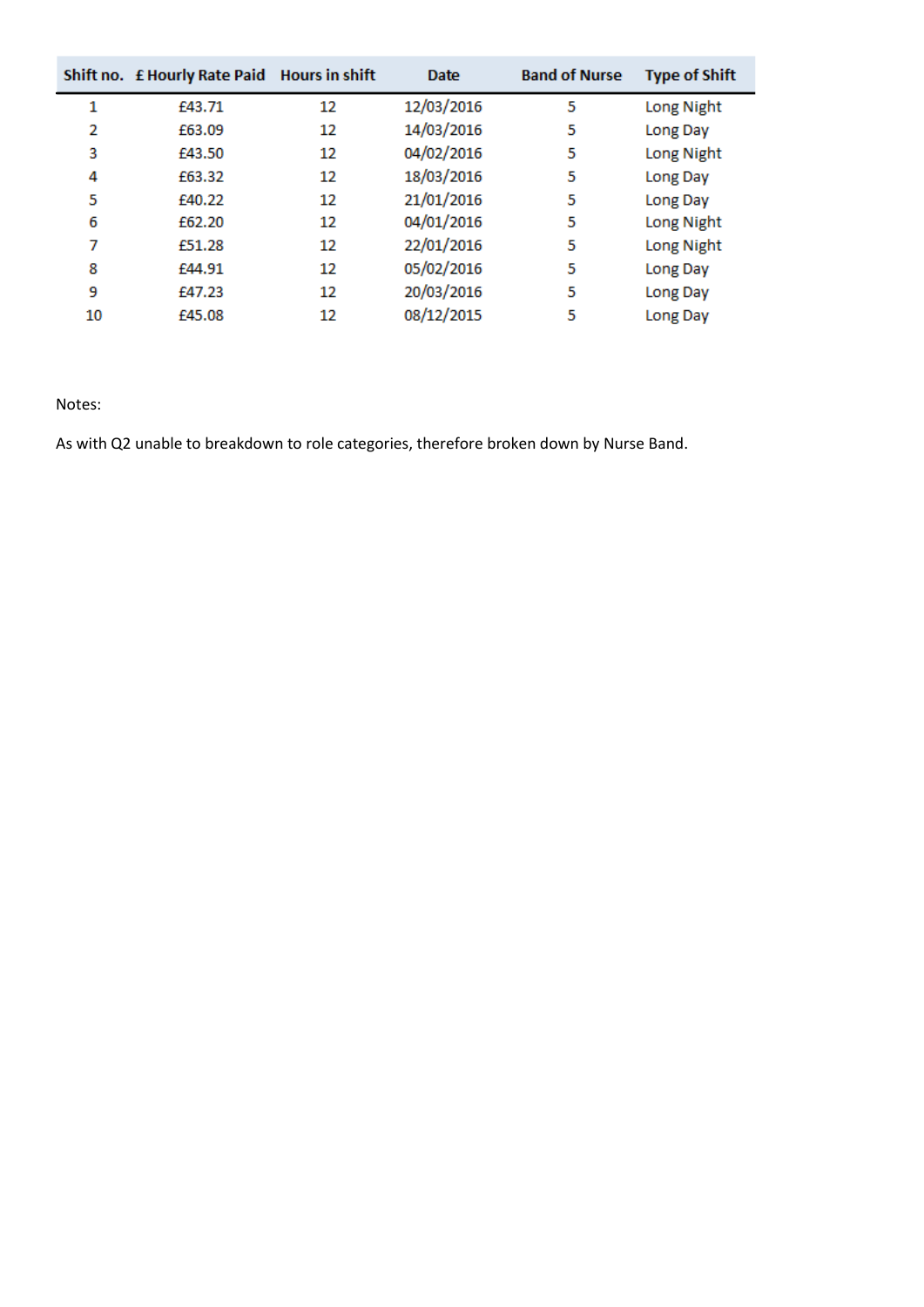| Shift no. | £ Hourly Rate Paid | Hours in shift | Date | Band of Nurse | Type of Shift |
|---|---|---|---|---|---|
| 1 | £43.71 | 12 | 12/03/2016 | 5 | Long Night |
| 2 | £63.09 | 12 | 14/03/2016 | 5 | Long Day |
| 3 | £43.50 | 12 | 04/02/2016 | 5 | Long Night |
| 4 | £63.32 | 12 | 18/03/2016 | 5 | Long Day |
| 5 | £40.22 | 12 | 21/01/2016 | 5 | Long Day |
| 6 | £62.20 | 12 | 04/01/2016 | 5 | Long Night |
| 7 | £51.28 | 12 | 22/01/2016 | 5 | Long Night |
| 8 | £44.91 | 12 | 05/02/2016 | 5 | Long Day |
| 9 | £47.23 | 12 | 20/03/2016 | 5 | Long Day |
| 10 | £45.08 | 12 | 08/12/2015 | 5 | Long Day |

Notes:

As with Q2 unable to breakdown to role categories, therefore broken down by Nurse Band.